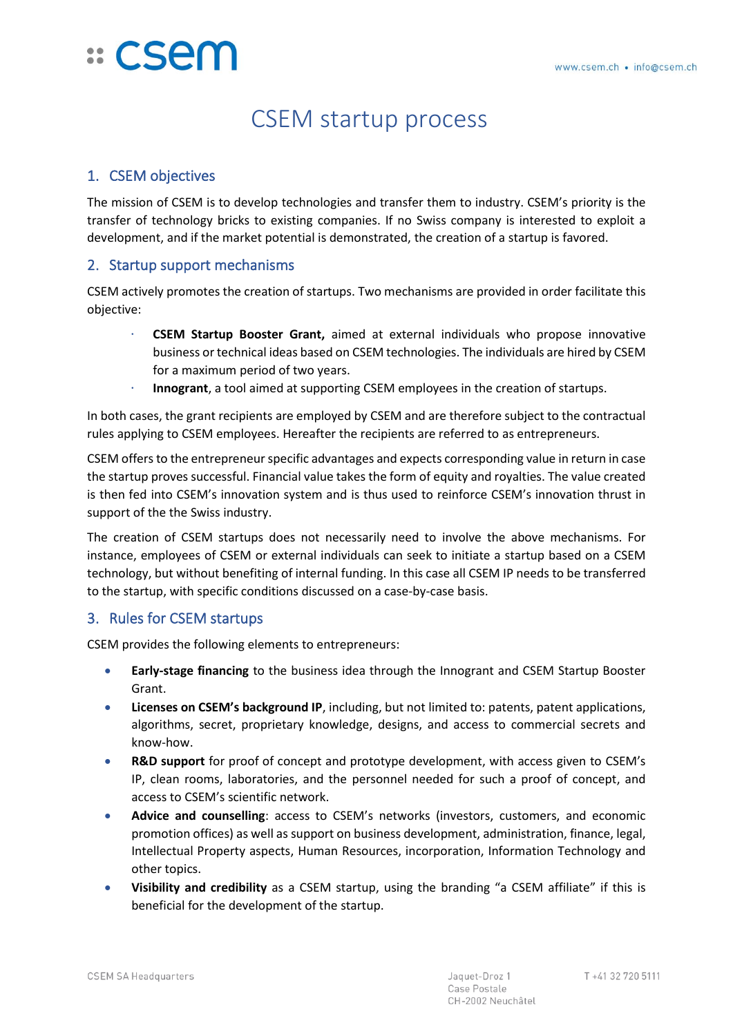# CSEM startup process

## 1. CSEM objectives

The mission of CSEM is to develop technologies and transfer them to industry. CSEM's priority is the transfer of technology bricks to existing companies. If no Swiss company is interested to exploit a development, and if the market potential is demonstrated, the creation of a startup is favored.

## 2. Startup support mechanisms

CSEM actively promotes the creation of startups. Two mechanisms are provided in order facilitate this objective:

- **CSEM Startup Booster Grant,** aimed at external individuals who propose innovative business or technical ideas based on CSEM technologies. The individuals are hired by CSEM for a maximum period of two years.
- **Innogrant**, a tool aimed at supporting CSEM employees in the creation of startups.

In both cases, the grant recipients are employed by CSEM and are therefore subject to the contractual rules applying to CSEM employees. Hereafter the recipients are referred to as entrepreneurs.

CSEM offers to the entrepreneur specific advantages and expects corresponding value in return in case the startup proves successful. Financial value takes the form of equity and royalties. The value created is then fed into CSEM's innovation system and is thus used to reinforce CSEM's innovation thrust in support of the the Swiss industry.

The creation of CSEM startups does not necessarily need to involve the above mechanisms. For instance, employees of CSEM or external individuals can seek to initiate a startup based on a CSEM technology, but without benefiting of internal funding. In this case all CSEM IP needs to be transferred to the startup, with specific conditions discussed on a case-by-case basis.

## 3. Rules for CSEM startups

CSEM provides the following elements to entrepreneurs:

- **Early-stage financing** to the business idea through the Innogrant and CSEM Startup Booster Grant.
- **Licenses on CSEM's background IP**, including, but not limited to: patents, patent applications, algorithms, secret, proprietary knowledge, designs, and access to commercial secrets and know-how.
- **R&D support** for proof of concept and prototype development, with access given to CSEM's IP, clean rooms, laboratories, and the personnel needed for such a proof of concept, and access to CSEM's scientific network.
- **Advice and counselling**: access to CSEM's networks (investors, customers, and economic promotion offices) as well as support on business development, administration, finance, legal, Intellectual Property aspects, Human Resources, incorporation, Information Technology and other topics.
- **Visibility and credibility** as a CSEM startup, using the branding "a CSEM affiliate" if this is beneficial for the development of the startup.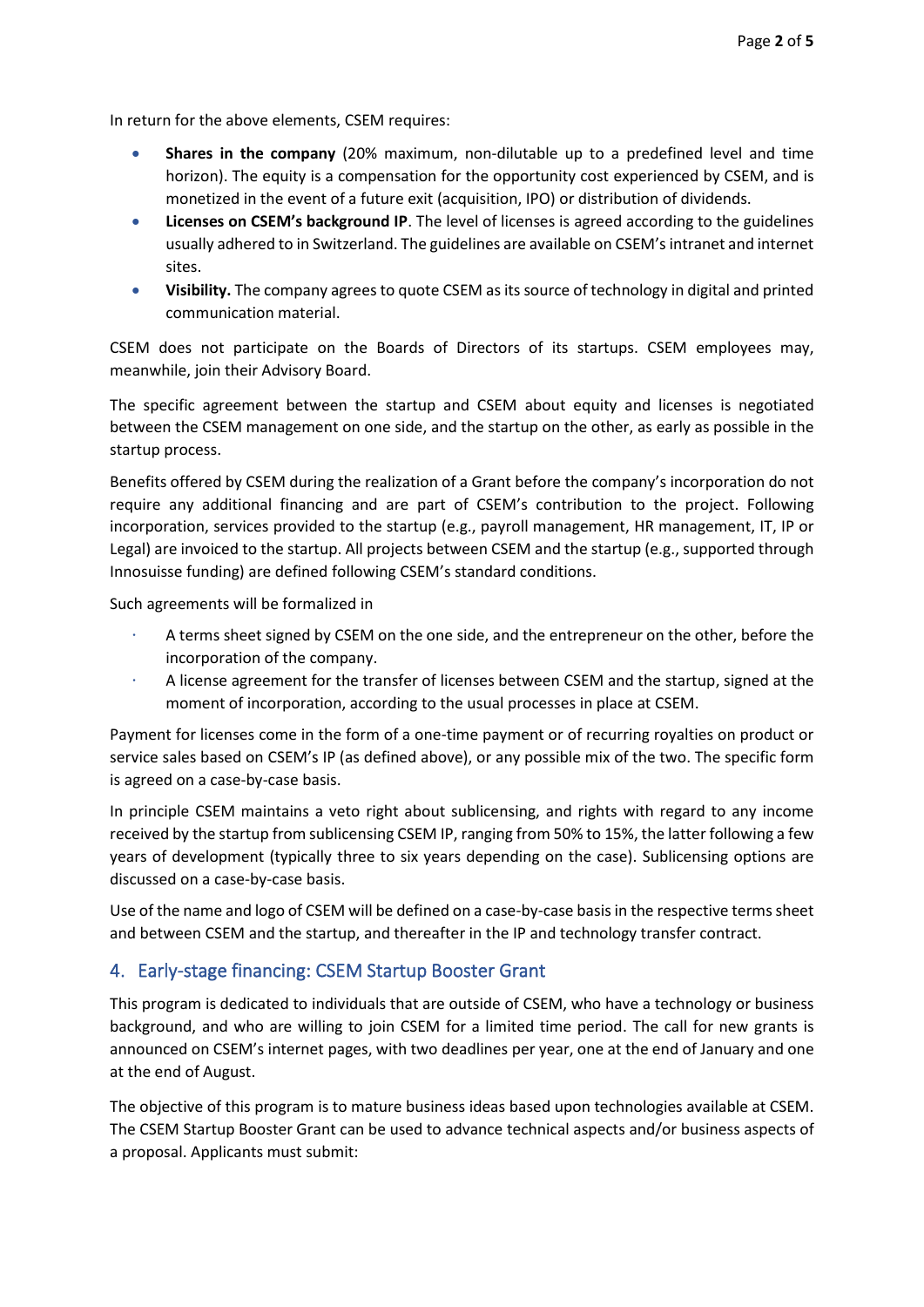In return for the above elements, CSEM requires:

- **Shares in the company** (20% maximum, non-dilutable up to a predefined level and time horizon). The equity is a compensation for the opportunity cost experienced by CSEM, and is monetized in the event of a future exit (acquisition, IPO) or distribution of dividends.
- **Licenses on CSEM's background IP**. The level of licenses is agreed according to the guidelines usually adhered to in Switzerland. The guidelines are available on CSEM's intranet and internet sites.
- **Visibility.** The company agrees to quote CSEM as its source of technology in digital and printed communication material.

CSEM does not participate on the Boards of Directors of its startups. CSEM employees may, meanwhile, join their Advisory Board.

The specific agreement between the startup and CSEM about equity and licenses is negotiated between the CSEM management on one side, and the startup on the other, as early as possible in the startup process.

Benefits offered by CSEM during the realization of a Grant before the company's incorporation do not require any additional financing and are part of CSEM's contribution to the project. Following incorporation, services provided to the startup (e.g., payroll management, HR management, IT, IP or Legal) are invoiced to the startup. All projects between CSEM and the startup (e.g., supported through Innosuisse funding) are defined following CSEM's standard conditions.

Such agreements will be formalized in

- A terms sheet signed by CSEM on the one side, and the entrepreneur on the other, before the incorporation of the company.
- A license agreement for the transfer of licenses between CSEM and the startup, signed at the moment of incorporation, according to the usual processes in place at CSEM.

Payment for licenses come in the form of a one-time payment or of recurring royalties on product or service sales based on CSEM's IP (as defined above), or any possible mix of the two. The specific form is agreed on a case-by-case basis.

In principle CSEM maintains a veto right about sublicensing, and rights with regard to any income received by the startup from sublicensing CSEM IP, ranging from 50% to 15%, the latter following a few years of development (typically three to six years depending on the case). Sublicensing options are discussed on a case-by-case basis.

Use of the name and logo of CSEM will be defined on a case-by-case basis in the respective terms sheet and between CSEM and the startup, and thereafter in the IP and technology transfer contract.

## 4. Early-stage financing: CSEM Startup Booster Grant

This program is dedicated to individuals that are outside of CSEM, who have a technology or business background, and who are willing to join CSEM for a limited time period. The call for new grants is announced on CSEM's internet pages, with two deadlines per year, one at the end of January and one at the end of August.

The objective of this program is to mature business ideas based upon technologies available at CSEM. The CSEM Startup Booster Grant can be used to advance technical aspects and/or business aspects of a proposal. Applicants must submit: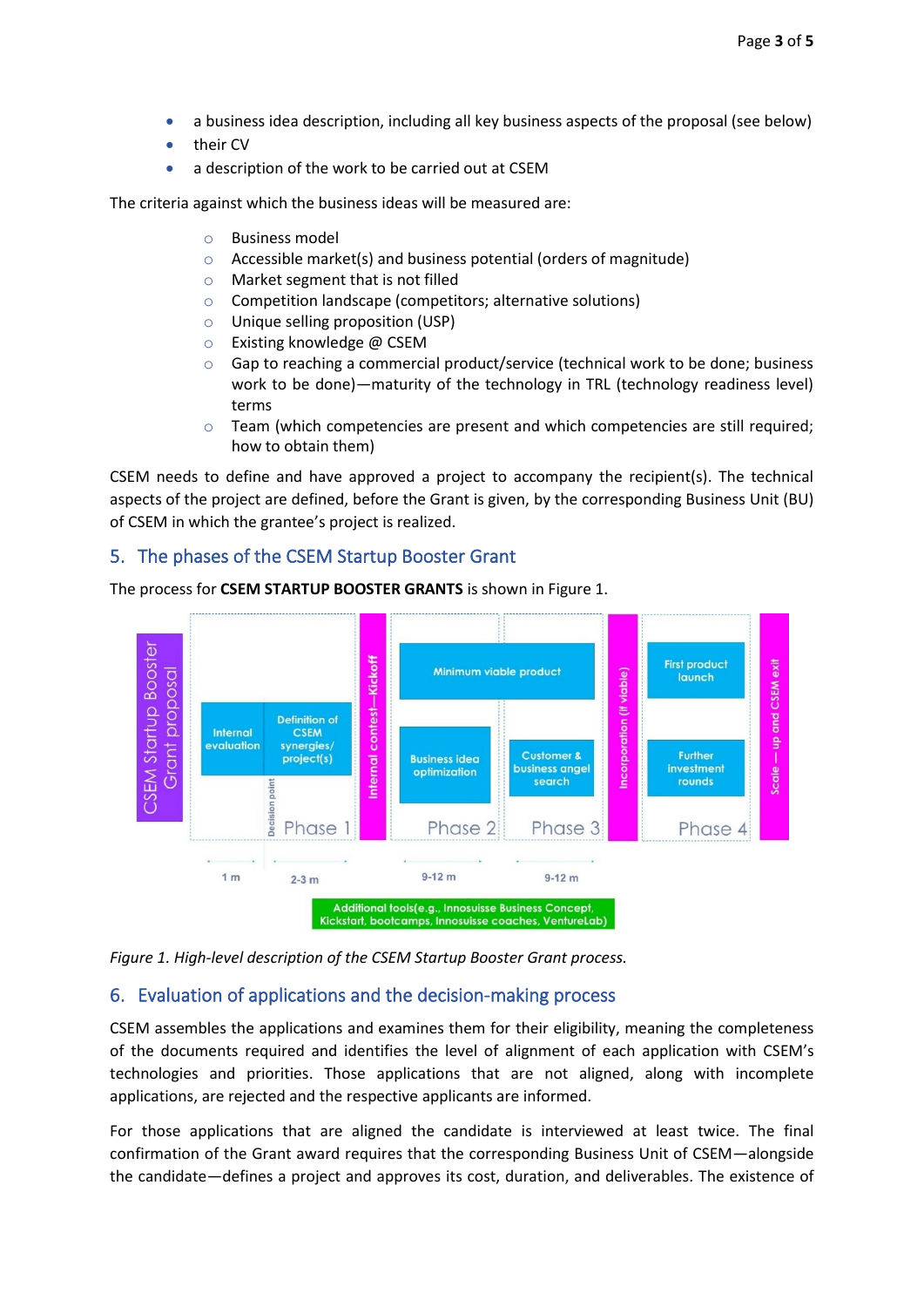- a business idea description, including all key business aspects of the proposal (see below)
- their CV
- a description of the work to be carried out at CSEM

The criteria against which the business ideas will be measured are:

- Business model
- Accessible market(s) and business potential (orders of magnitude)
- Market segment that is not filled
- Competition landscape (competitors; alternative solutions)
- Unique selling proposition (USP)
- Existing knowledge @ CSEM
- Gap to reaching a commercial product/service (technical work to be done; business work to be done)—maturity of the technology in TRL (technology readiness level) terms
- Team (which competencies are present and which competencies are still required; how to obtain them)

CSEM needs to define and have approved a project to accompany the recipient(s). The technical aspects of the project are defined, before the Grant is given, by the corresponding Business Unit (BU) of CSEM in which the grantee's project is realized.

## 5. The phases of the CSEM Startup Booster Grant

The process for **CSEM STARTUP BOOSTER GRANTS** is shown in Figure 1.

*Figure 1. High-level description of the CSEM Startup Booster Grant process.*

## 6. Evaluation of applications and the decision-making process

CSEM assembles the applications and examines them for their eligibility, meaning the completeness of the documents required and identifies the level of alignment of each application with CSEM's technologies and priorities. Those applications that are not aligned, along with incomplete applications, are rejected and the respective applicants are informed.

For those applications that are aligned the candidate is interviewed at least twice. The final confirmation of the Grant award requires that the corresponding Business Unit of CSEM—alongside the candidate—defines a project and approves its cost, duration, and deliverables. The existence of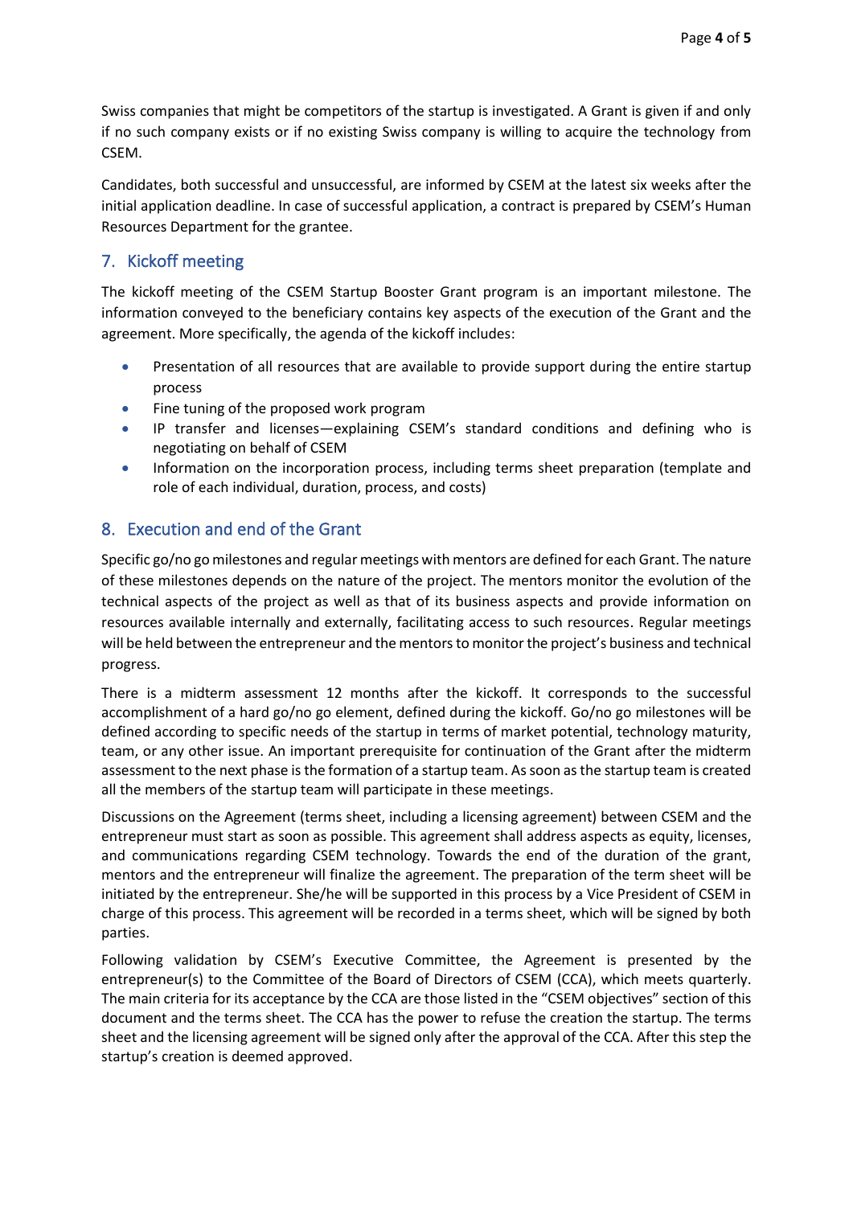Swiss companies that might be competitors of the startup is investigated. A Grant is given if and only if no such company exists or if no existing Swiss company is willing to acquire the technology from CSEM.

Candidates, both successful and unsuccessful, are informed by CSEM at the latest six weeks after the initial application deadline. In case of successful application, a contract is prepared by CSEM's Human Resources Department for the grantee.

## 7. Kickoff meeting

The kickoff meeting of the CSEM Startup Booster Grant program is an important milestone. The information conveyed to the beneficiary contains key aspects of the execution of the Grant and the agreement. More specifically, the agenda of the kickoff includes:

- Presentation of all resources that are available to provide support during the entire startup process
- Fine tuning of the proposed work program
- IP transfer and licenses—explaining CSEM's standard conditions and defining who is negotiating on behalf of CSEM
- Information on the incorporation process, including terms sheet preparation (template and role of each individual, duration, process, and costs)

## 8. Execution and end of the Grant

Specific go/no go milestones and regular meetings with mentors are defined for each Grant. The nature of these milestones depends on the nature of the project. The mentors monitor the evolution of the technical aspects of the project as well as that of its business aspects and provide information on resources available internally and externally, facilitating access to such resources. Regular meetings will be held between the entrepreneur and the mentors to monitor the project's business and technical progress.

There is a midterm assessment 12 months after the kickoff. It corresponds to the successful accomplishment of a hard go/no go element, defined during the kickoff. Go/no go milestones will be defined according to specific needs of the startup in terms of market potential, technology maturity, team, or any other issue. An important prerequisite for continuation of the Grant after the midterm assessment to the next phase is the formation of a startup team. As soon as the startup team is created all the members of the startup team will participate in these meetings.

Discussions on the Agreement (terms sheet, including a licensing agreement) between CSEM and the entrepreneur must start as soon as possible. This agreement shall address aspects as equity, licenses, and communications regarding CSEM technology. Towards the end of the duration of the grant, mentors and the entrepreneur will finalize the agreement. The preparation of the term sheet will be initiated by the entrepreneur. She/he will be supported in this process by a Vice President of CSEM in charge of this process. This agreement will be recorded in a terms sheet, which will be signed by both parties.

Following validation by CSEM's Executive Committee, the Agreement is presented by the entrepreneur(s) to the Committee of the Board of Directors of CSEM (CCA), which meets quarterly. The main criteria for its acceptance by the CCA are those listed in the "CSEM objectives" section of this document and the terms sheet. The CCA has the power to refuse the creation the startup. The terms sheet and the licensing agreement will be signed only after the approval of the CCA. After this step the startup's creation is deemed approved.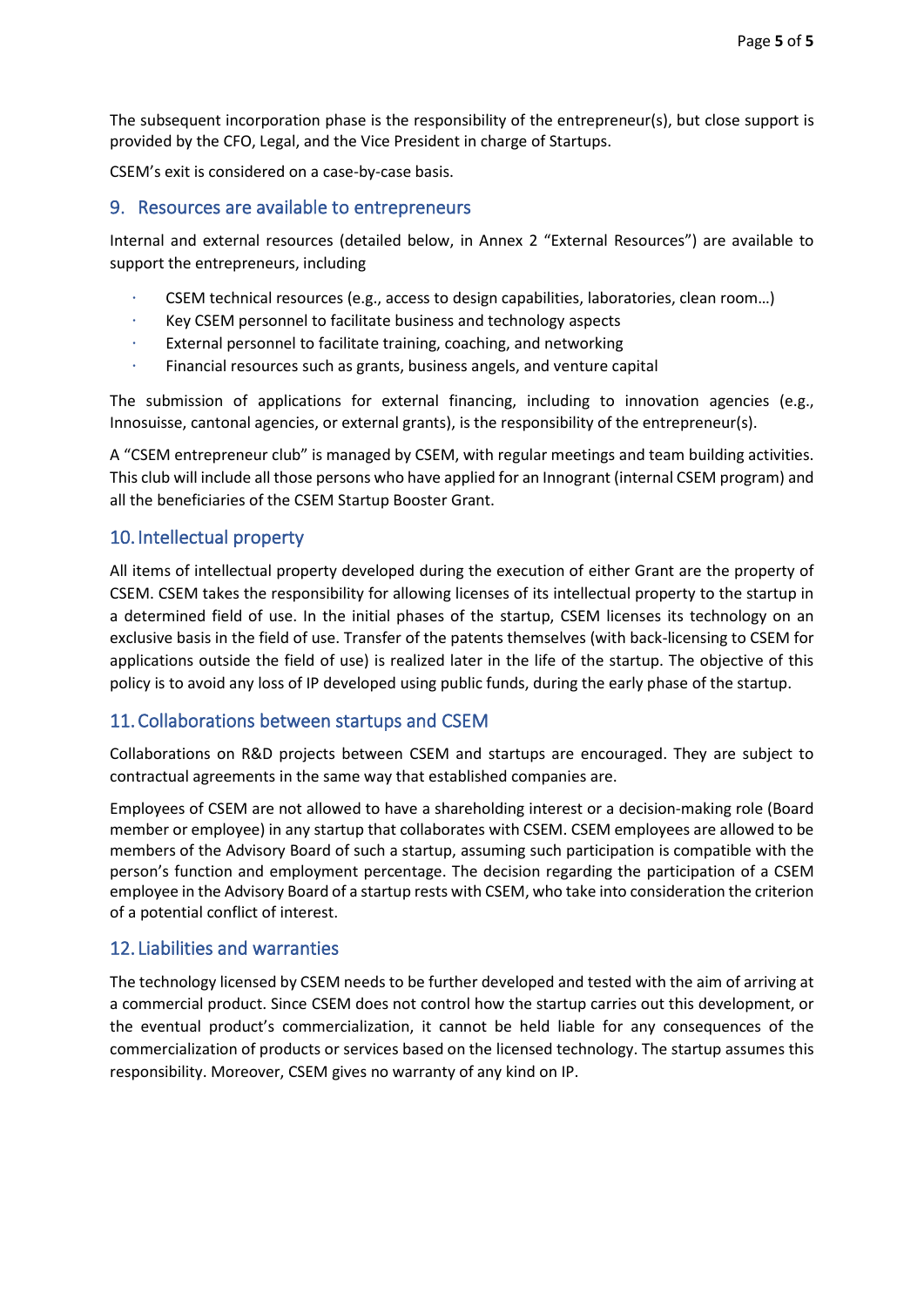The subsequent incorporation phase is the responsibility of the entrepreneur(s), but close support is provided by the CFO, Legal, and the Vice President in charge of Startups.

CSEM's exit is considered on a case-by-case basis.

## 9. Resources are available to entrepreneurs

Internal and external resources (detailed below, in Annex 2 "External Resources") are available to support the entrepreneurs, including

- CSEM technical resources (e.g., access to design capabilities, laboratories, clean room…)
- Key CSEM personnel to facilitate business and technology aspects
- External personnel to facilitate training, coaching, and networking
- Financial resources such as grants, business angels, and venture capital

The submission of applications for external financing, including to innovation agencies (e.g., Innosuisse, cantonal agencies, or external grants), is the responsibility of the entrepreneur(s).

A "CSEM entrepreneur club" is managed by CSEM, with regular meetings and team building activities. This club will include all those persons who have applied for an Innogrant (internal CSEM program) and all the beneficiaries of the CSEM Startup Booster Grant.

## 10. Intellectual property

All items of intellectual property developed during the execution of either Grant are the property of CSEM. CSEM takes the responsibility for allowing licenses of its intellectual property to the startup in a determined field of use. In the initial phases of the startup, CSEM licenses its technology on an exclusive basis in the field of use. Transfer of the patents themselves (with back-licensing to CSEM for applications outside the field of use) is realized later in the life of the startup. The objective of this policy is to avoid any loss of IP developed using public funds, during the early phase of the startup.

## 11. Collaborations between startups and CSEM

Collaborations on R&D projects between CSEM and startups are encouraged. They are subject to contractual agreements in the same way that established companies are.

Employees of CSEM are not allowed to have a shareholding interest or a decision-making role (Board member or employee) in any startup that collaborates with CSEM. CSEM employees are allowed to be members of the Advisory Board of such a startup, assuming such participation is compatible with the person's function and employment percentage. The decision regarding the participation of a CSEM employee in the Advisory Board of a startup rests with CSEM, who take into consideration the criterion of a potential conflict of interest.

## 12. Liabilities and warranties

The technology licensed by CSEM needs to be further developed and tested with the aim of arriving at a commercial product. Since CSEM does not control how the startup carries out this development, or the eventual product's commercialization, it cannot be held liable for any consequences of the commercialization of products or services based on the licensed technology. The startup assumes this responsibility. Moreover, CSEM gives no warranty of any kind on IP.